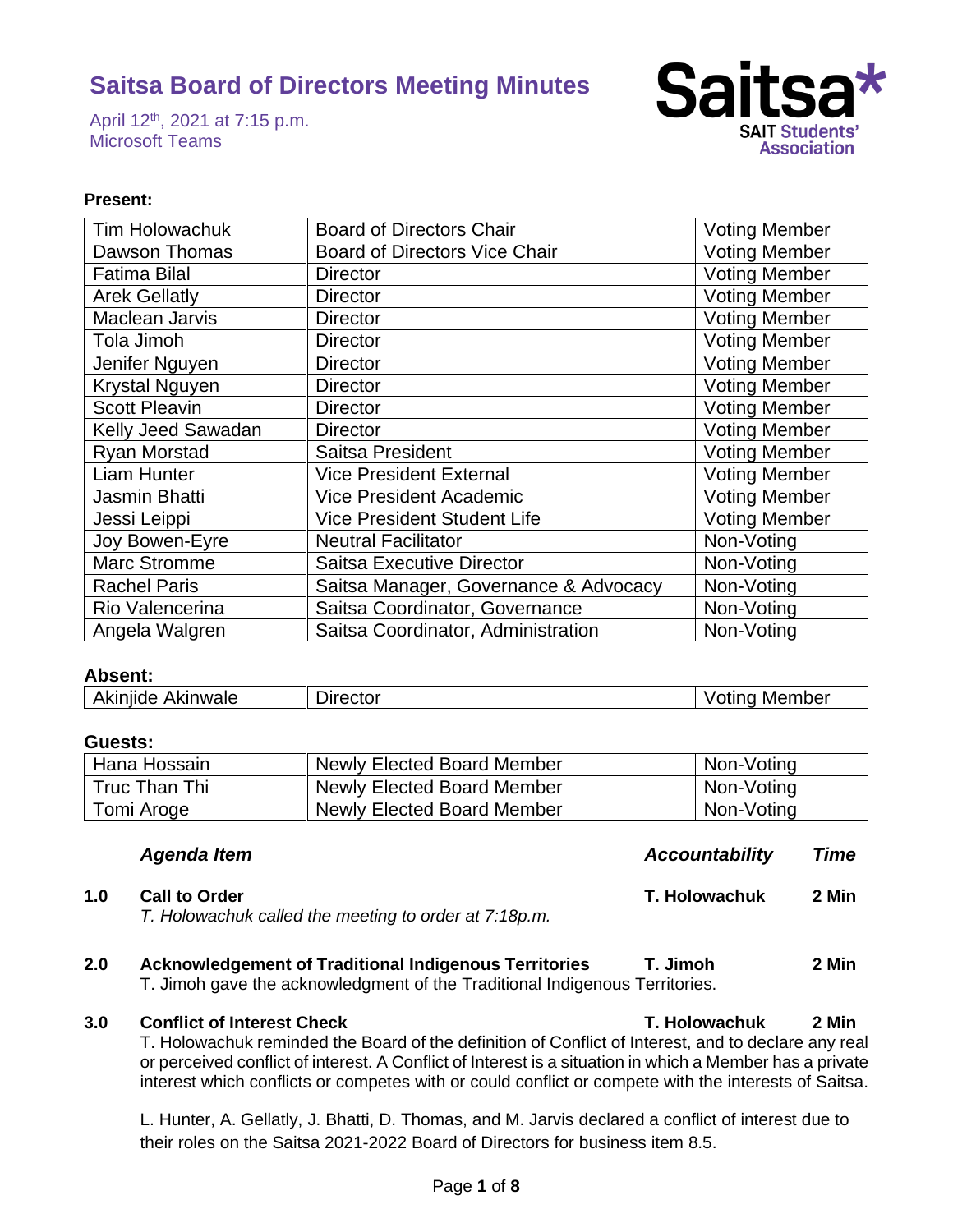# Saitsa Board of Directors Meeting Minutes

April 12th, 2021 at 7:15 p.m.
Microsoft Teams

Saitsa* SAIT Students' Association

**Present:**

| Tim Holowachuk | Board of Directors Chair | Voting Member |
|---|---|---|
| Dawson Thomas | Board of Directors Vice Chair | Voting Member |
| Fatima Bilal | Director | Voting Member |
| Arek Gellatly | Director | Voting Member |
| Maclean Jarvis | Director | Voting Member |
| Tola Jimoh | Director | Voting Member |
| Jenifer Nguyen | Director | Voting Member |
| Krystal Nguyen | Director | Voting Member |
| Scott Pleavin | Director | Voting Member |
| Kelly Jeed Sawadan | Director | Voting Member |
| Ryan Morstad | Saitsa President | Voting Member |
| Liam Hunter | Vice President External | Voting Member |
| Jasmin Bhatti | Vice President Academic | Voting Member |
| Jessi Leippi | Vice President Student Life | Voting Member |
| Joy Bowen-Eyre | Neutral Facilitator | Non-Voting |
| Marc Stromme | Saitsa Executive Director | Non-Voting |
| Rachel Paris | Saitsa Manager, Governance & Advocacy | Non-Voting |
| Rio Valencerina | Saitsa Coordinator, Governance | Non-Voting |
| Angela Walgren | Saitsa Coordinator, Administration | Non-Voting |

**Absent:**

| Akinjide Akinwale | Director | Voting Member |
|---|---|---|

**Guests:**

| Hana Hossain | Newly Elected Board Member | Non-Voting |
|---|---|---|
| Truc Than Thi | Newly Elected Board Member | Non-Voting |
| Tomi Aroge | Newly Elected Board Member | Non-Voting |

| | *Agenda Item* | *Accountability* | *Time* |
|---|---|---|---|
| **1.0** | **Call to Order** | **T. Holowachuk** | **2 Min** |

*T. Holowachuk called the meeting to order at 7:18p.m.*

| | | | |
|---|---|---|---|
| **2.0** | **Acknowledgement of Traditional Indigenous Territories** | **T. Jimoh** | **2 Min** |

T. Jimoh gave the acknowledgment of the Traditional Indigenous Territories.

| | | | |
|---|---|---|---|
| **3.0** | **Conflict of Interest Check** | **T. Holowachuk** | **2 Min** |

T. Holowachuk reminded the Board of the definition of Conflict of Interest, and to declare any real or perceived conflict of interest. A Conflict of Interest is a situation in which a Member has a private interest which conflicts or competes with or could conflict or compete with the interests of Saitsa.

L. Hunter, A. Gellatly, J. Bhatti, D. Thomas, and M. Jarvis declared a conflict of interest due to their roles on the Saitsa 2021-2022 Board of Directors for business item 8.5.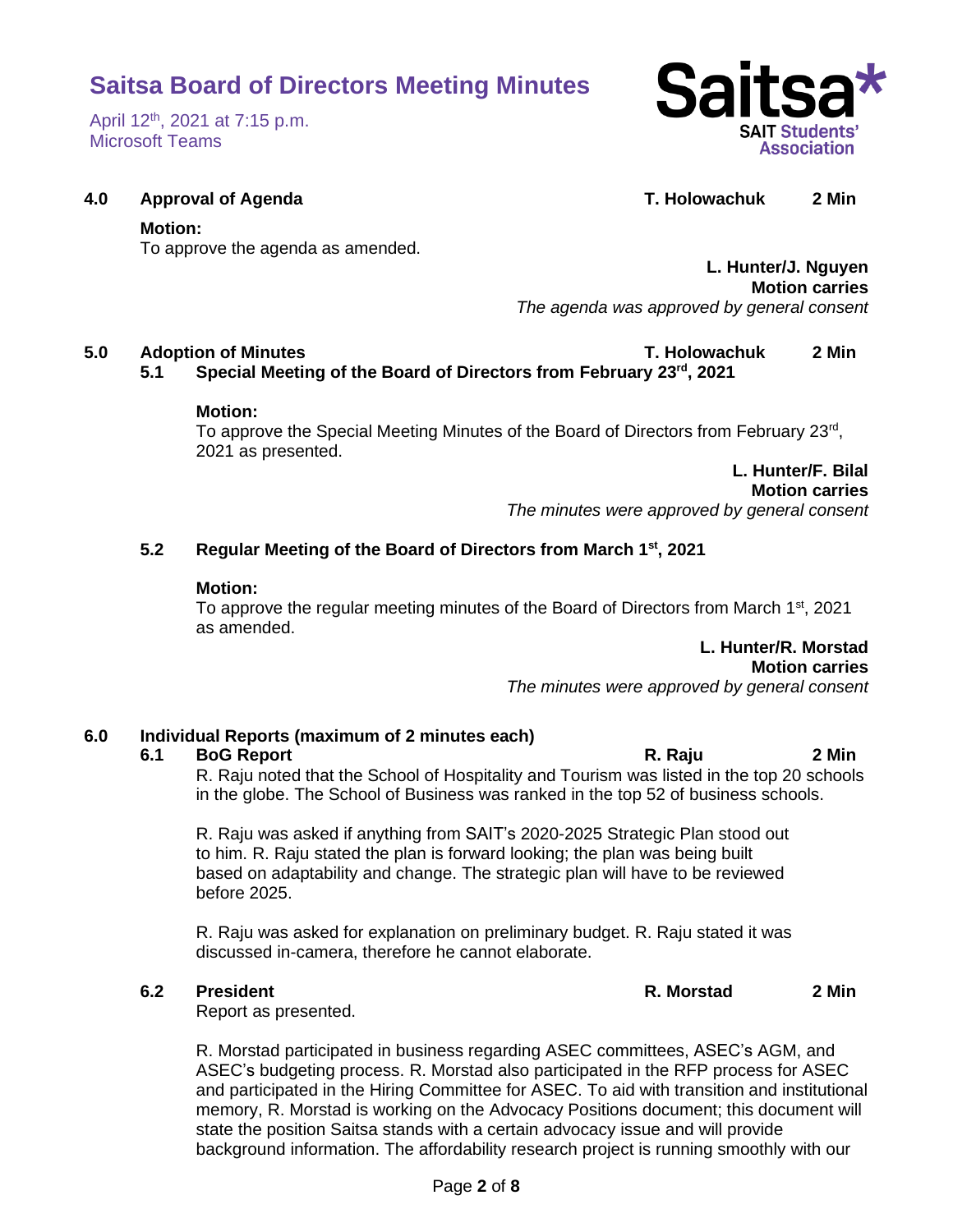## 4.0 Approval of Agenda — T. Holowachuk — 2 Min

**Motion:**
To approve the agenda as amended.

**L. Hunter/J. Nguyen**
**Motion carries**
*The agenda was approved by general consent*

## 5.0 Adoption of Minutes — T. Holowachuk — 2 Min

### 5.1 Special Meeting of the Board of Directors from February 23rd, 2021

**Motion:**
To approve the Special Meeting Minutes of the Board of Directors from February 23rd, 2021 as presented.

**L. Hunter/F. Bilal**
**Motion carries**
*The minutes were approved by general consent*

### 5.2 Regular Meeting of the Board of Directors from March 1st, 2021

**Motion:**
To approve the regular meeting minutes of the Board of Directors from March 1st, 2021 as amended.

**L. Hunter/R. Morstad**
**Motion carries**
*The minutes were approved by general consent*

## 6.0 Individual Reports (maximum of 2 minutes each)

### 6.1 BoG Report — R. Raju — 2 Min

R. Raju noted that the School of Hospitality and Tourism was listed in the top 20 schools in the globe. The School of Business was ranked in the top 52 of business schools.

R. Raju was asked if anything from SAIT's 2020-2025 Strategic Plan stood out to him. R. Raju stated the plan is forward looking; the plan was being built based on adaptability and change. The strategic plan will have to be reviewed before 2025.

R. Raju was asked for explanation on preliminary budget. R. Raju stated it was discussed in-camera, therefore he cannot elaborate.

### 6.2 President — R. Morstad — 2 Min

Report as presented.

R. Morstad participated in business regarding ASEC committees, ASEC's AGM, and ASEC's budgeting process. R. Morstad also participated in the RFP process for ASEC and participated in the Hiring Committee for ASEC. To aid with transition and institutional memory, R. Morstad is working on the Advocacy Positions document; this document will state the position Saitsa stands with a certain advocacy issue and will provide background information. The affordability research project is running smoothly with our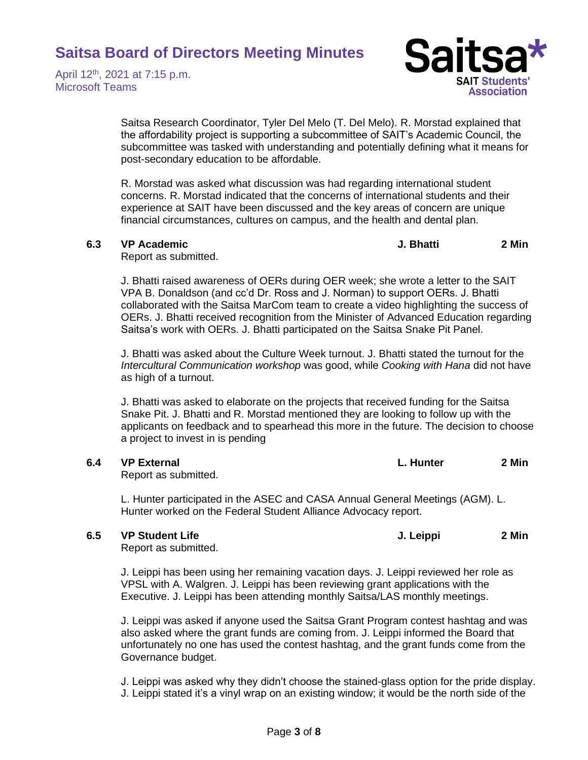Saitsa Research Coordinator, Tyler Del Melo (T. Del Melo). R. Morstad explained that the affordability project is supporting a subcommittee of SAIT's Academic Council, the subcommittee was tasked with understanding and potentially defining what it means for post-secondary education to be affordable.

R. Morstad was asked what discussion was had regarding international student concerns. R. Morstad indicated that the concerns of international students and their experience at SAIT have been discussed and the key areas of concern are unique financial circumstances, cultures on campus, and the health and dental plan.

**6.3 VP Academic — J. Bhatti — 2 Min**

Report as submitted.

J. Bhatti raised awareness of OERs during OER week; she wrote a letter to the SAIT VPA B. Donaldson (and cc'd Dr. Ross and J. Norman) to support OERs. J. Bhatti collaborated with the Saitsa MarCom team to create a video highlighting the success of OERs. J. Bhatti received recognition from the Minister of Advanced Education regarding Saitsa's work with OERs. J. Bhatti participated on the Saitsa Snake Pit Panel.

J. Bhatti was asked about the Culture Week turnout. J. Bhatti stated the turnout for the *Intercultural Communication workshop* was good, while *Cooking with Hana* did not have as high of a turnout.

J. Bhatti was asked to elaborate on the projects that received funding for the Saitsa Snake Pit. J. Bhatti and R. Morstad mentioned they are looking to follow up with the applicants on feedback and to spearhead this more in the future. The decision to choose a project to invest in is pending

**6.4 VP External — L. Hunter — 2 Min**

Report as submitted.

L. Hunter participated in the ASEC and CASA Annual General Meetings (AGM). L. Hunter worked on the Federal Student Alliance Advocacy report.

**6.5 VP Student Life — J. Leippi — 2 Min**

Report as submitted.

J. Leippi has been using her remaining vacation days. J. Leippi reviewed her role as VPSL with A. Walgren. J. Leippi has been reviewing grant applications with the Executive. J. Leippi has been attending monthly Saitsa/LAS monthly meetings.

J. Leippi was asked if anyone used the Saitsa Grant Program contest hashtag and was also asked where the grant funds are coming from. J. Leippi informed the Board that unfortunately no one has used the contest hashtag, and the grant funds come from the Governance budget.

J. Leippi was asked why they didn't choose the stained-glass option for the pride display. J. Leippi stated it's a vinyl wrap on an existing window; it would be the north side of the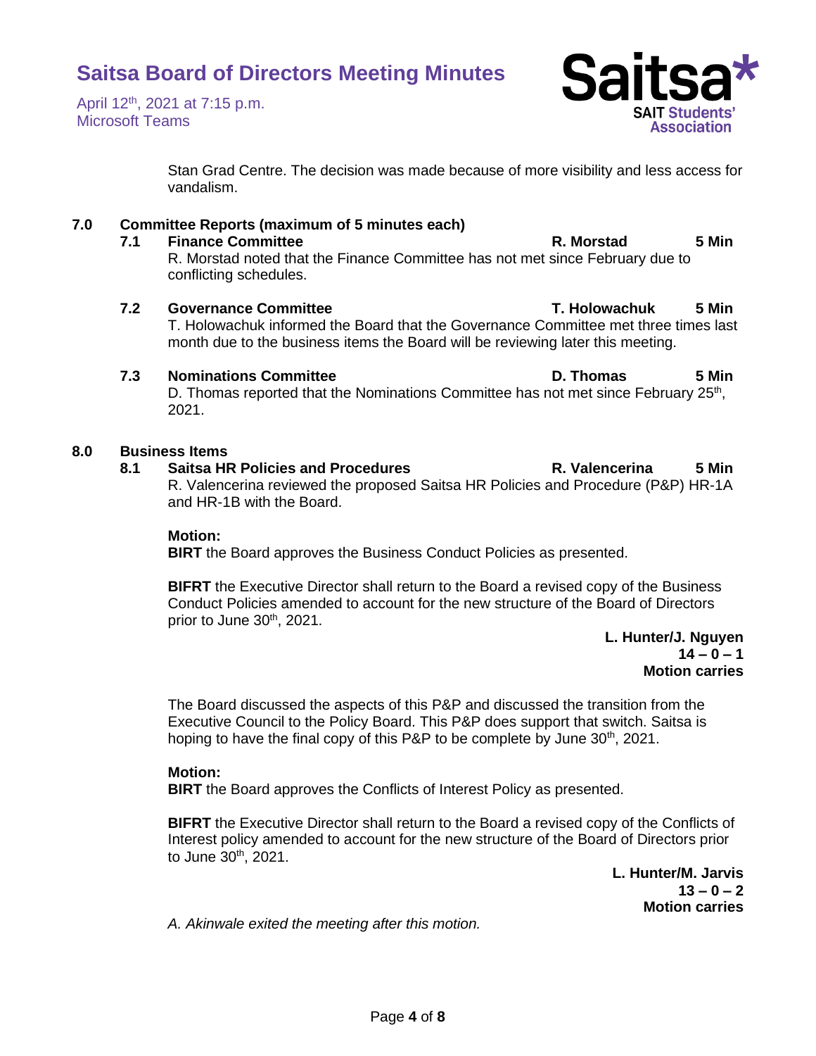Stan Grad Centre. The decision was made because of more visibility and less access for vandalism.

## 7.0 Committee Reports (maximum of 5 minutes each)

### 7.1 Finance Committee — R. Morstad — 5 Min

R. Morstad noted that the Finance Committee has not met since February due to conflicting schedules.

### 7.2 Governance Committee — T. Holowachuk — 5 Min

T. Holowachuk informed the Board that the Governance Committee met three times last month due to the business items the Board will be reviewing later this meeting.

### 7.3 Nominations Committee — D. Thomas — 5 Min

D. Thomas reported that the Nominations Committee has not met since February 25th, 2021.

## 8.0 Business Items

### 8.1 Saitsa HR Policies and Procedures — R. Valencerina — 5 Min

R. Valencerina reviewed the proposed Saitsa HR Policies and Procedure (P&P) HR-1A and HR-1B with the Board.

**Motion:**
**BIRT** the Board approves the Business Conduct Policies as presented.

**BIFRT** the Executive Director shall return to the Board a revised copy of the Business Conduct Policies amended to account for the new structure of the Board of Directors prior to June 30th, 2021.

**L. Hunter/J. Nguyen**
**14 – 0 – 1**
**Motion carries**

The Board discussed the aspects of this P&P and discussed the transition from the Executive Council to the Policy Board. This P&P does support that switch. Saitsa is hoping to have the final copy of this P&P to be complete by June 30th, 2021.

**Motion:**
**BIRT** the Board approves the Conflicts of Interest Policy as presented.

**BIFRT** the Executive Director shall return to the Board a revised copy of the Conflicts of Interest policy amended to account for the new structure of the Board of Directors prior to June 30th, 2021.

**L. Hunter/M. Jarvis**
**13 – 0 – 2**
**Motion carries**

*A. Akinwale exited the meeting after this motion.*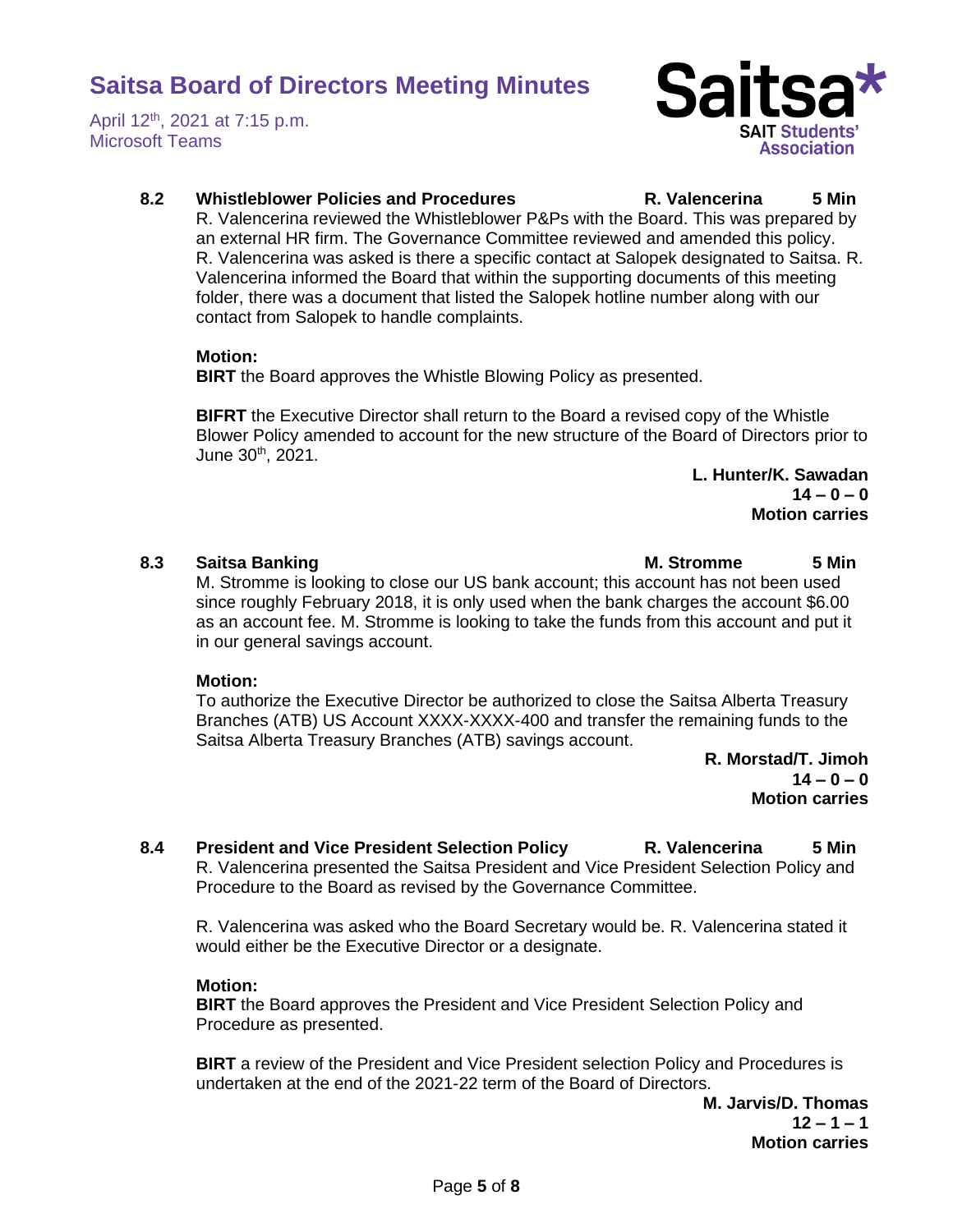### 8.2 Whistleblower Policies and Procedures — R. Valencerina — 5 Min

R. Valencerina reviewed the Whistleblower P&Ps with the Board. This was prepared by an external HR firm. The Governance Committee reviewed and amended this policy. R. Valencerina was asked is there a specific contact at Salopek designated to Saitsa. R. Valencerina informed the Board that within the supporting documents of this meeting folder, there was a document that listed the Salopek hotline number along with our contact from Salopek to handle complaints.

**Motion:**
**BIRT** the Board approves the Whistle Blowing Policy as presented.

**BIFRT** the Executive Director shall return to the Board a revised copy of the Whistle Blower Policy amended to account for the new structure of the Board of Directors prior to June 30th, 2021.

**L. Hunter/K. Sawadan**
**14 – 0 – 0**
**Motion carries**

### 8.3 Saitsa Banking — M. Stromme — 5 Min

M. Stromme is looking to close our US bank account; this account has not been used since roughly February 2018, it is only used when the bank charges the account $6.00 as an account fee. M. Stromme is looking to take the funds from this account and put it in our general savings account.

**Motion:**
To authorize the Executive Director be authorized to close the Saitsa Alberta Treasury Branches (ATB) US Account XXXX-XXXX-400 and transfer the remaining funds to the Saitsa Alberta Treasury Branches (ATB) savings account.

**R. Morstad/T. Jimoh**
**14 – 0 – 0**
**Motion carries**

### 8.4 President and Vice President Selection Policy — R. Valencerina — 5 Min

R. Valencerina presented the Saitsa President and Vice President Selection Policy and Procedure to the Board as revised by the Governance Committee.

R. Valencerina was asked who the Board Secretary would be. R. Valencerina stated it would either be the Executive Director or a designate.

**Motion:**
**BIRT** the Board approves the President and Vice President Selection Policy and Procedure as presented.

**BIRT** a review of the President and Vice President selection Policy and Procedures is undertaken at the end of the 2021-22 term of the Board of Directors.

**M. Jarvis/D. Thomas**
**12 – 1 – 1**
**Motion carries**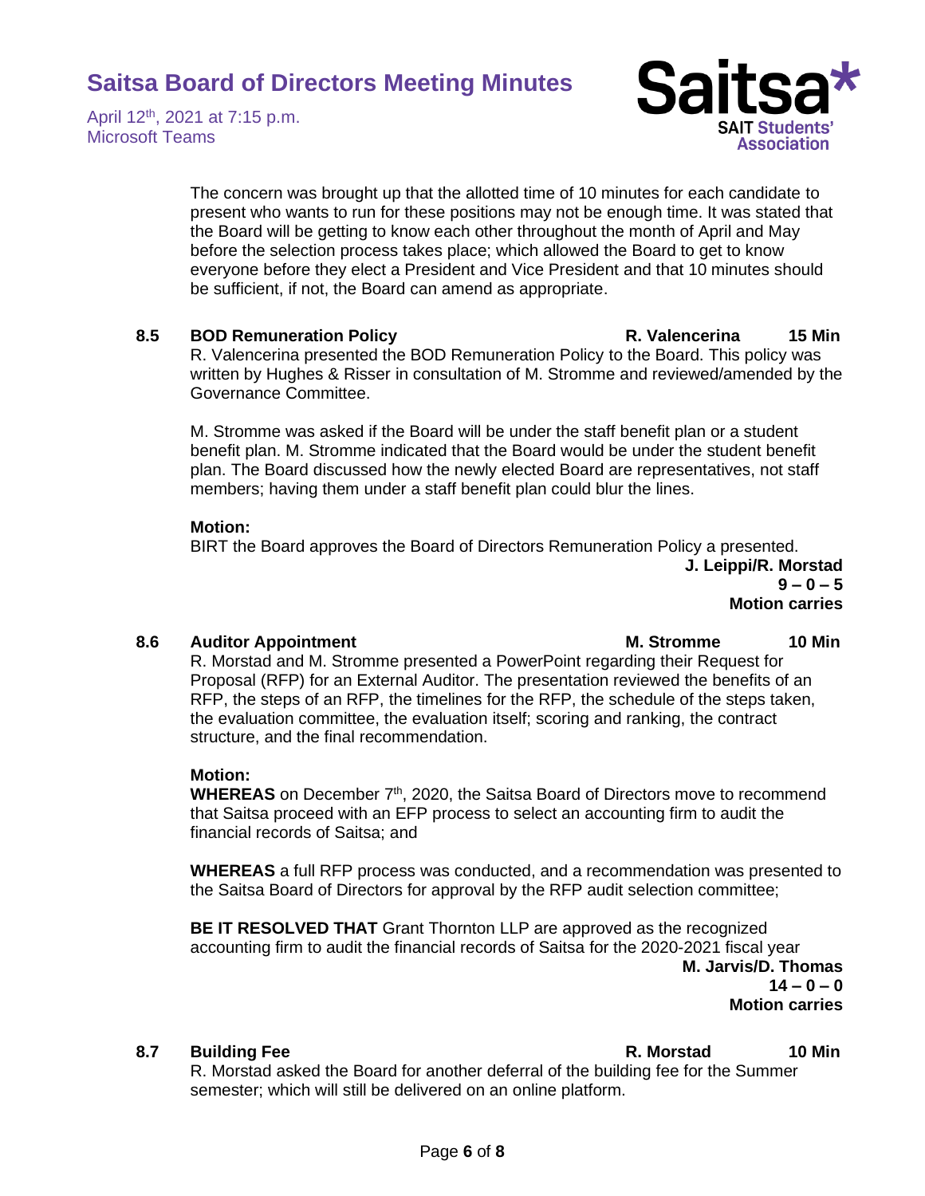The concern was brought up that the allotted time of 10 minutes for each candidate to present who wants to run for these positions may not be enough time. It was stated that the Board will be getting to know each other throughout the month of April and May before the selection process takes place; which allowed the Board to get to know everyone before they elect a President and Vice President and that 10 minutes should be sufficient, if not, the Board can amend as appropriate.

### 8.5 BOD Remuneration Policy — R. Valencerina — 15 Min

R. Valencerina presented the BOD Remuneration Policy to the Board. This policy was written by Hughes & Risser in consultation of M. Stromme and reviewed/amended by the Governance Committee.

M. Stromme was asked if the Board will be under the staff benefit plan or a student benefit plan. M. Stromme indicated that the Board would be under the student benefit plan. The Board discussed how the newly elected Board are representatives, not staff members; having them under a staff benefit plan could blur the lines.

**Motion:**

BIRT the Board approves the Board of Directors Remuneration Policy a presented.

**J. Leippi/R. Morstad**
**9 – 0 – 5**
**Motion carries**

### 8.6 Auditor Appointment — M. Stromme — 10 Min

R. Morstad and M. Stromme presented a PowerPoint regarding their Request for Proposal (RFP) for an External Auditor. The presentation reviewed the benefits of an RFP, the steps of an RFP, the timelines for the RFP, the schedule of the steps taken, the evaluation committee, the evaluation itself; scoring and ranking, the contract structure, and the final recommendation.

**Motion:**

**WHEREAS** on December 7th, 2020, the Saitsa Board of Directors move to recommend that Saitsa proceed with an EFP process to select an accounting firm to audit the financial records of Saitsa; and

**WHEREAS** a full RFP process was conducted, and a recommendation was presented to the Saitsa Board of Directors for approval by the RFP audit selection committee;

**BE IT RESOLVED THAT** Grant Thornton LLP are approved as the recognized accounting firm to audit the financial records of Saitsa for the 2020-2021 fiscal year

**M. Jarvis/D. Thomas**
**14 – 0 – 0**
**Motion carries**

### 8.7 Building Fee — R. Morstad — 10 Min

R. Morstad asked the Board for another deferral of the building fee for the Summer semester; which will still be delivered on an online platform.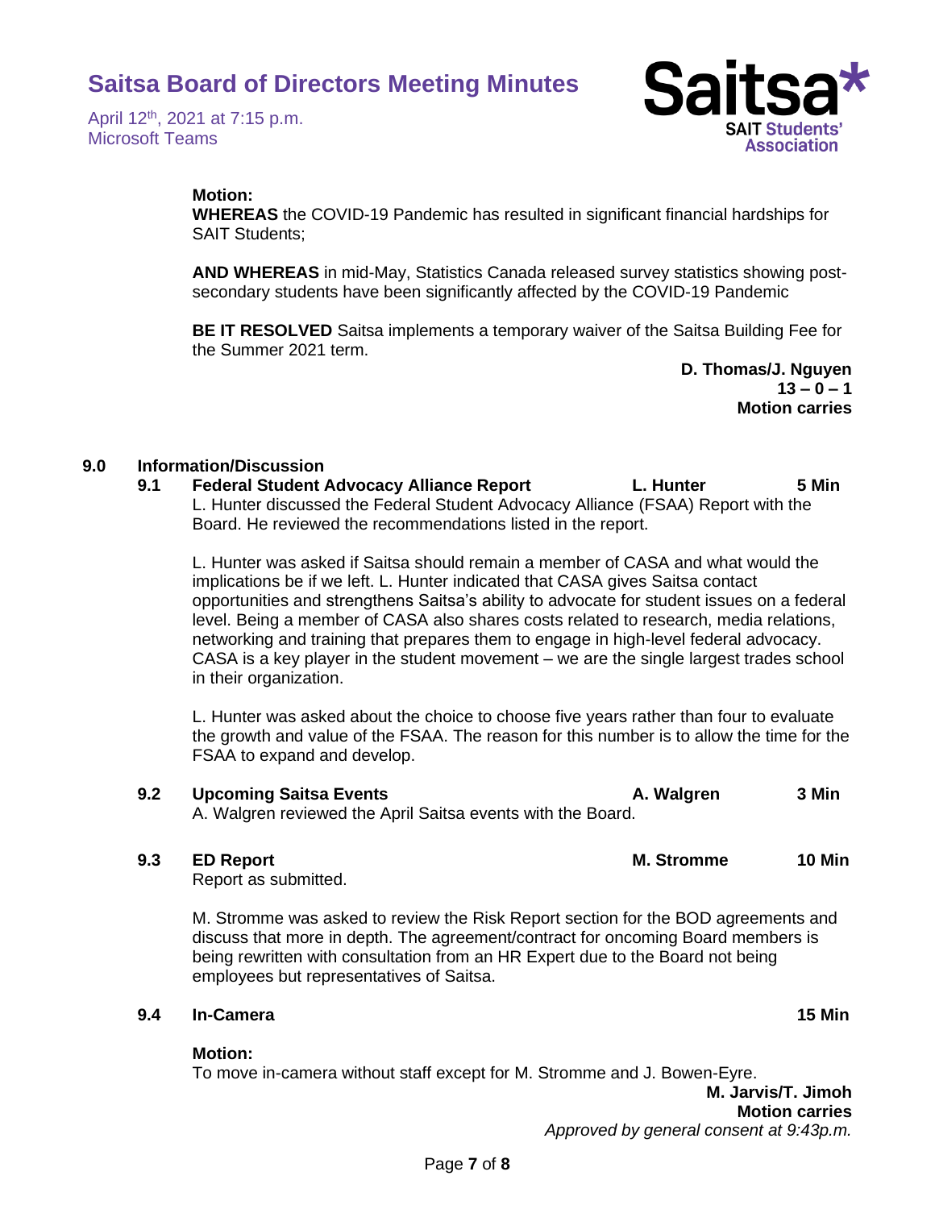**Motion:**

**WHEREAS** the COVID-19 Pandemic has resulted in significant financial hardships for SAIT Students;

**AND WHEREAS** in mid-May, Statistics Canada released survey statistics showing post-secondary students have been significantly affected by the COVID-19 Pandemic

**BE IT RESOLVED** Saitsa implements a temporary waiver of the Saitsa Building Fee for the Summer 2021 term.

**D. Thomas/J. Nguyen**
**13 – 0 – 1**
**Motion carries**

## 9.0 Information/Discussion

### 9.1 Federal Student Advocacy Alliance Report — L. Hunter — 5 Min

L. Hunter discussed the Federal Student Advocacy Alliance (FSAA) Report with the Board. He reviewed the recommendations listed in the report.

L. Hunter was asked if Saitsa should remain a member of CASA and what would the implications be if we left. L. Hunter indicated that CASA gives Saitsa contact opportunities and strengthens Saitsa's ability to advocate for student issues on a federal level. Being a member of CASA also shares costs related to research, media relations, networking and training that prepares them to engage in high-level federal advocacy. CASA is a key player in the student movement – we are the single largest trades school in their organization.

L. Hunter was asked about the choice to choose five years rather than four to evaluate the growth and value of the FSAA. The reason for this number is to allow the time for the FSAA to expand and develop.

### 9.2 Upcoming Saitsa Events — A. Walgren — 3 Min

A. Walgren reviewed the April Saitsa events with the Board.

### 9.3 ED Report — M. Stromme — 10 Min

Report as submitted.

M. Stromme was asked to review the Risk Report section for the BOD agreements and discuss that more in depth. The agreement/contract for oncoming Board members is being rewritten with consultation from an HR Expert due to the Board not being employees but representatives of Saitsa.

### 9.4 In-Camera — 15 Min

**Motion:**

To move in-camera without staff except for M. Stromme and J. Bowen-Eyre.

**M. Jarvis/T. Jimoh**
**Motion carries**
*Approved by general consent at 9:43p.m.*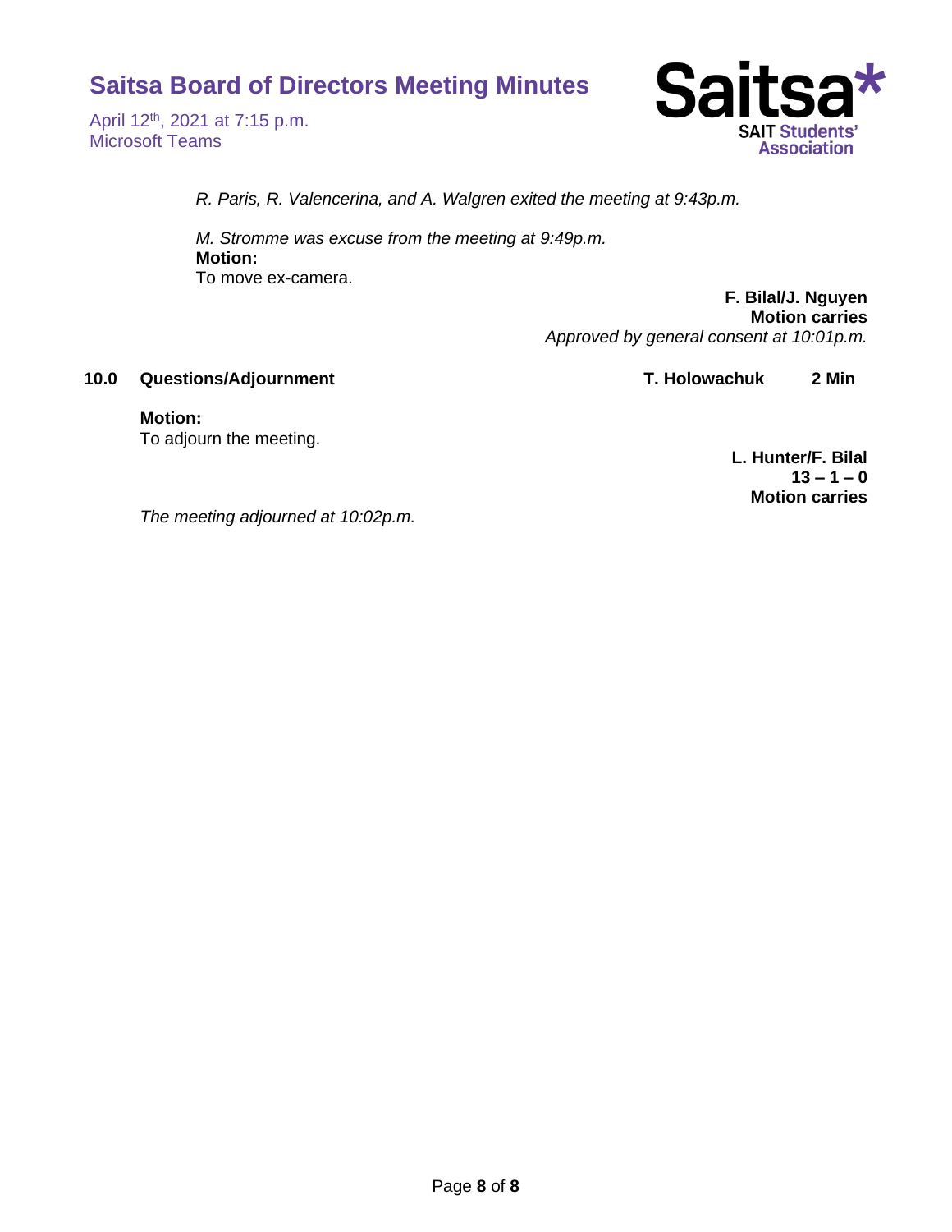*R. Paris, R. Valencerina, and A. Walgren exited the meeting at 9:43p.m.*

*M. Stromme was excuse from the meeting at 9:49p.m.*

**Motion:**
To move ex-camera.

**F. Bilal/J. Nguyen**
**Motion carries**
*Approved by general consent at 10:01p.m.*

## 10.0 Questions/Adjournment — T. Holowachuk — 2 Min

**Motion:**
To adjourn the meeting.

**L. Hunter/F. Bilal**
**13 – 1 – 0**
**Motion carries**

*The meeting adjourned at 10:02p.m.*